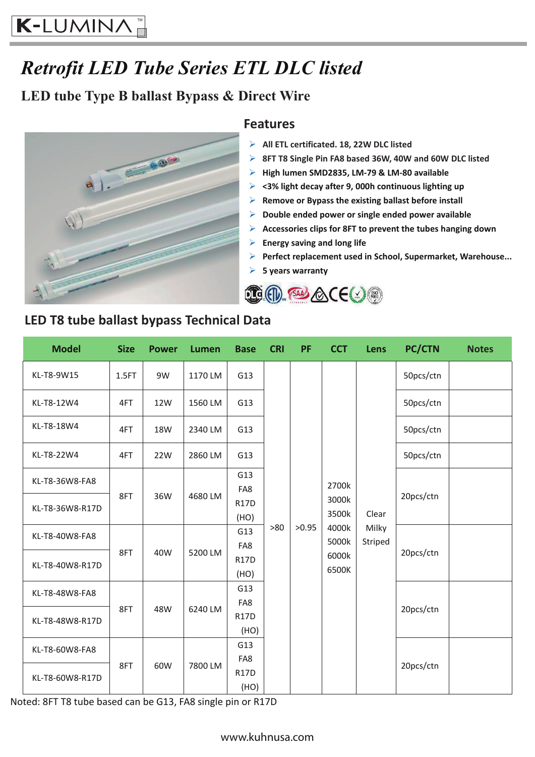K-LUMINA™

# *Retrofit LED Tube Series ETL DLC listed*

## LED tube Type B ballast Bypass & Direct Wire

### Features

- All ETL certificated. 18, 22W DLC listed
- 8FT T8 Single Pin FA8 based 36W, 40W and 60W DLC listed
- High lumen SMD2835, LM-79 & LM-80 available
- <3% light decay after 9, 000h continuous lighting up
- Remove or Bypass the existing ballast before install
- Double ended power or single ended power available
- Accessories clips for 8FT to prevent the tubes hanging down
- Energy saving and long life
- Perfect replacement used in School, Supermarket, Warehouse...
- 5 years warranty

## LED T8 tube ballast bypass Technical Data

| Model | Size | Power | Lumen | Base | CRI | PF | CCT | Lens | PC/CTN | Notes |
|---|---|---|---|---|---|---|---|---|---|---|
| KL-T8-9W15 | 1.5FT | 9W | 1170 LM | G13 | >80 | >0.95 | 2700k 3000k 3500k 4000k 5000k 6000k 6500K | Clear Milky Striped | 50pcs/ctn | |
| KL-T8-12W4 | 4FT | 12W | 1560 LM | G13 | | | | | 50pcs/ctn | |
| KL-T8-18W4 | 4FT | 18W | 2340 LM | G13 | | | | | 50pcs/ctn | |
| KL-T8-22W4 | 4FT | 22W | 2860 LM | G13 | | | | | 50pcs/ctn | |
| KL-T8-36W8-FA8 | 8FT | 36W | 4680 LM | G13 FA8 R17D (HO) | | | | | 20pcs/ctn | |
| KL-T8-36W8-R17D | | | | | | | | | | |
| KL-T8-40W8-FA8 | 8FT | 40W | 5200 LM | G13 FA8 R17D (HO) | | | | | 20pcs/ctn | |
| KL-T8-40W8-R17D | | | | | | | | | | |
| KL-T8-48W8-FA8 | 8FT | 48W | 6240 LM | G13 FA8 R17D (HO) | | | | | 20pcs/ctn | |
| KL-T8-48W8-R17D | | | | | | | | | | |
| KL-T8-60W8-FA8 | 8FT | 60W | 7800 LM | G13 FA8 R17D (HO) | | | | | 20pcs/ctn | |
| KL-T8-60W8-R17D | | | | | | | | | | |

Noted: 8FT T8 tube based can be G13, FA8 single pin or R17D

www.kuhnusa.com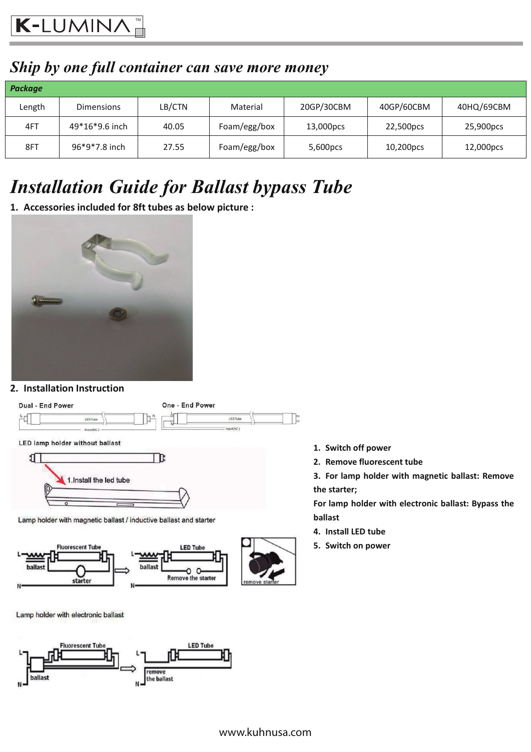## *Ship by one full container can save more money*

| Package | | | | | | |
|---|---|---|---|---|---|---|
| Length | Dimensions | LB/CTN | Material | 20GP/30CBM | 40GP/60CBM | 40HQ/69CBM |
| 4FT | 49*16*9.6 inch | 40.05 | Foam/egg/box | 13,000pcs | 22,500pcs | 25,900pcs |
| 8FT | 96*9*7.8 inch | 27.55 | Foam/egg/box | 5,600pcs | 10,200pcs | 12,000pcs |

# *Installation Guide for Ballast bypass Tube*

**1. Accessories included for 8ft tubes as below picture :**

**2. Installation Instruction**

Dual - End Power

One - End Power

LED lamp holder without ballast

1.Install the led tube

Lamp holder with magnetic ballast / inductive ballast and starter

Fluorescent Tube

ballast

starter

LED Tube

ballast

Remove the starter

remove starter

Lamp holder with electronic ballast

Fluorescent Tube

ballast

LED Tube

remove the ballast

1. **Switch off power**
2. **Remove fluorescent tube**
3. **For lamp holder with magnetic ballast: Remove the starter;**
   **For lamp holder with electronic ballast: Bypass the ballast**
4. **Install LED tube**
5. **Switch on power**